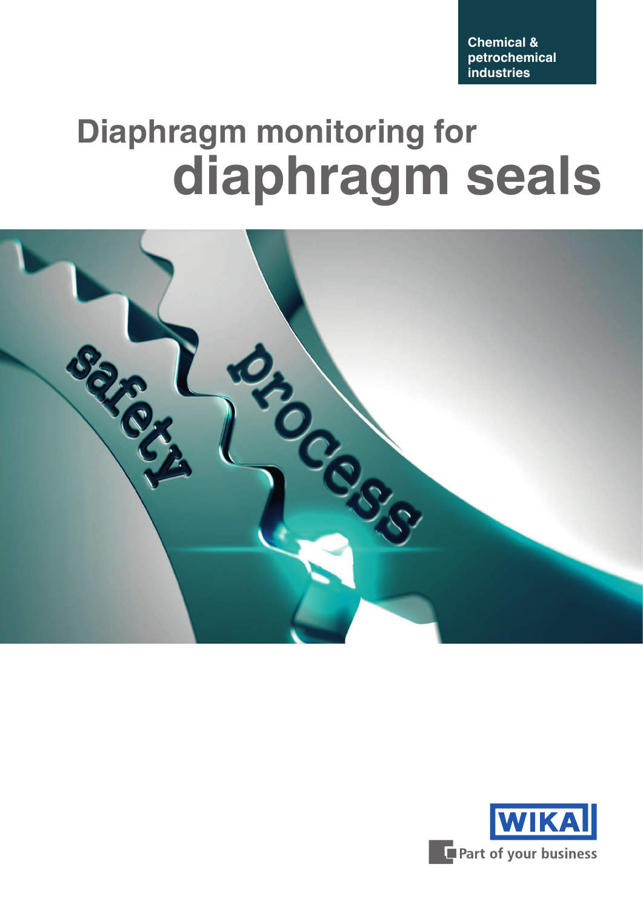Chemical & petrochemical industries

# Diaphragm monitoring for diaphragm seals

WIKA

Part of your business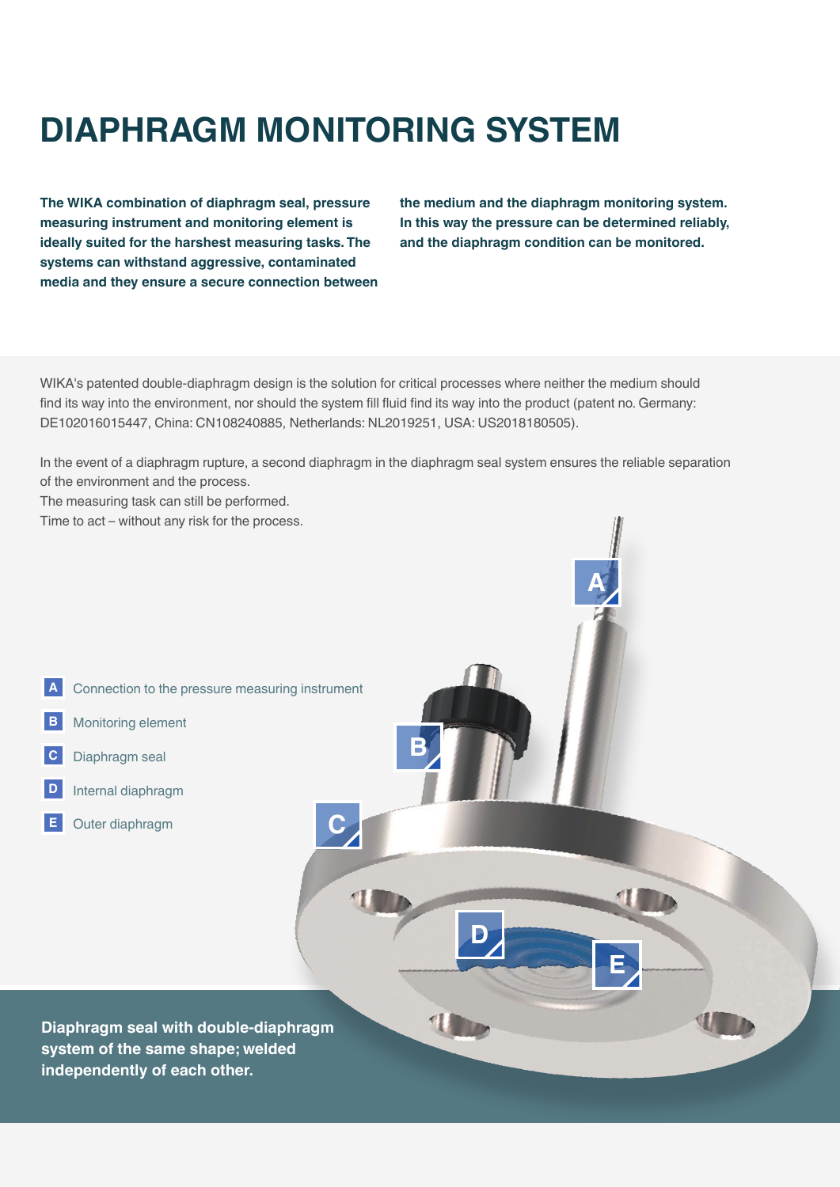# DIAPHRAGM MONITORING SYSTEM

**The WIKA combination of diaphragm seal, pressure measuring instrument and monitoring element is ideally suited for the harshest measuring tasks. The systems can withstand aggressive, contaminated media and they ensure a secure connection between the medium and the diaphragm monitoring system. In this way the pressure can be determined reliably, and the diaphragm condition can be monitored.**

WIKA's patented double-diaphragm design is the solution for critical processes where neither the medium should find its way into the environment, nor should the system fill fluid find its way into the product (patent no. Germany: DE102016015447, China: CN108240885, Netherlands: NL2019251, USA: US2018180505).

In the event of a diaphragm rupture, a second diaphragm in the diaphragm seal system ensures the reliable separation of the environment and the process.
The measuring task can still be performed.
Time to act – without any risk for the process.

- **A** Connection to the pressure measuring instrument
- **B** Monitoring element
- **C** Diaphragm seal
- **D** Internal diaphragm
- **E** Outer diaphragm

A
B
C
D
E

**Diaphragm seal with double-diaphragm system of the same shape; welded independently of each other.**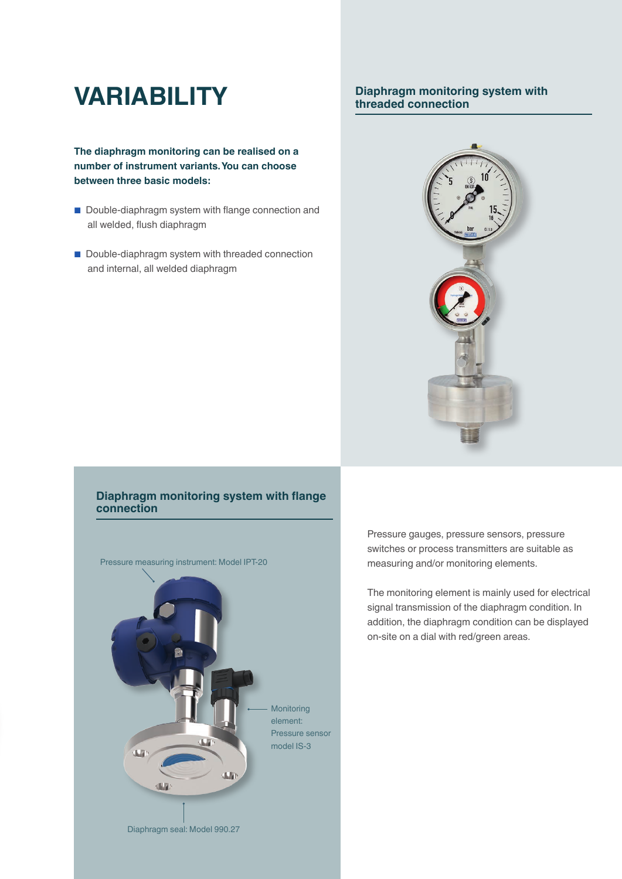# VARIABILITY

**The diaphragm monitoring can be realised on a number of instrument variants. You can choose between three basic models:**

- Double-diaphragm system with flange connection and all welded, flush diaphragm
- Double-diaphragm system with threaded connection and internal, all welded diaphragm

## Diaphragm monitoring system with threaded connection

## Diaphragm monitoring system with flange connection

Pressure measuring instrument: Model IPT-20

Monitoring element: Pressure sensor model IS-3

Diaphragm seal: Model 990.27

Pressure gauges, pressure sensors, pressure switches or process transmitters are suitable as measuring and/or monitoring elements.

The monitoring element is mainly used for electrical signal transmission of the diaphragm condition. In addition, the diaphragm condition can be displayed on-site on a dial with red/green areas.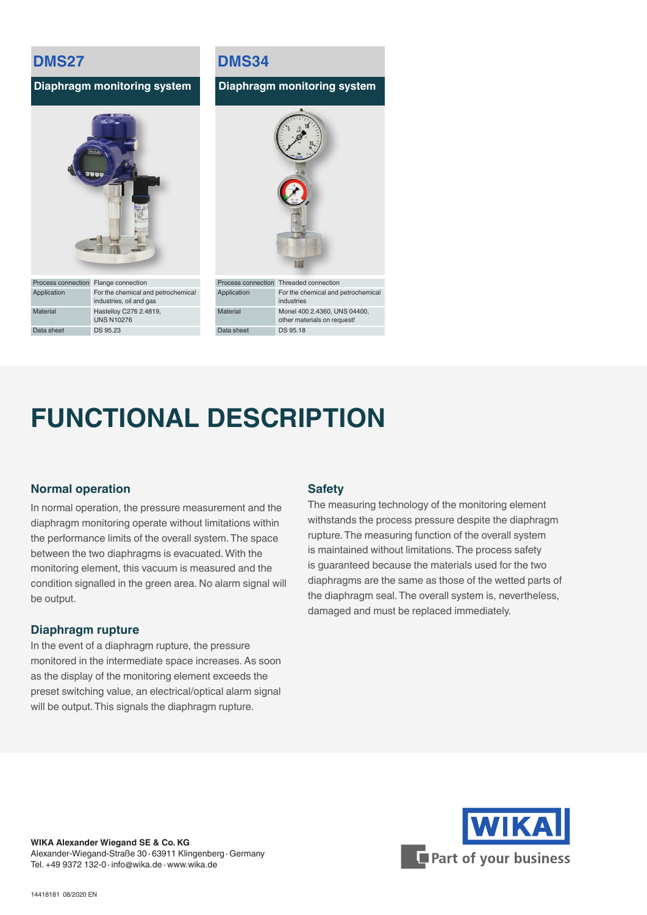## DMS27

### Diaphragm monitoring system

| | |
|---|---|
| Process connection | Flange connection |
| Application | For the chemical and petrochemical industries, oil and gas |
| Material | Hastelloy C276 2.4819, UNS N10276 |
| Data sheet | DS 95.23 |

## DMS34

### Diaphragm monitoring system

| | |
|---|---|
| Process connection | Threaded connection |
| Application | For the chemical and petrochemical industries |
| Material | Monel 400 2.4360, UNS 04400, other materials on request! |
| Data sheet | DS 95.18 |

# FUNCTIONAL DESCRIPTION

## Normal operation

In normal operation, the pressure measurement and the diaphragm monitoring operate without limitations within the performance limits of the overall system. The space between the two diaphragms is evacuated. With the monitoring element, this vacuum is measured and the condition signalled in the green area. No alarm signal will be output.

## Diaphragm rupture

In the event of a diaphragm rupture, the pressure monitored in the intermediate space increases. As soon as the display of the monitoring element exceeds the preset switching value, an electrical/optical alarm signal will be output. This signals the diaphragm rupture.

## Safety

The measuring technology of the monitoring element withstands the process pressure despite the diaphragm rupture. The measuring function of the overall system is maintained without limitations. The process safety is guaranteed because the materials used for the two diaphragms are the same as those of the wetted parts of the diaphragm seal. The overall system is, nevertheless, damaged and must be replaced immediately.

**WIKA Alexander Wiegand SE & Co. KG**
Alexander-Wiegand-Straße 30 · 63911 Klingenberg · Germany
Tel. +49 9372 132-0 · info@wika.de · www.wika.de

WIKA
Part of your business

14418181 08/2020 EN